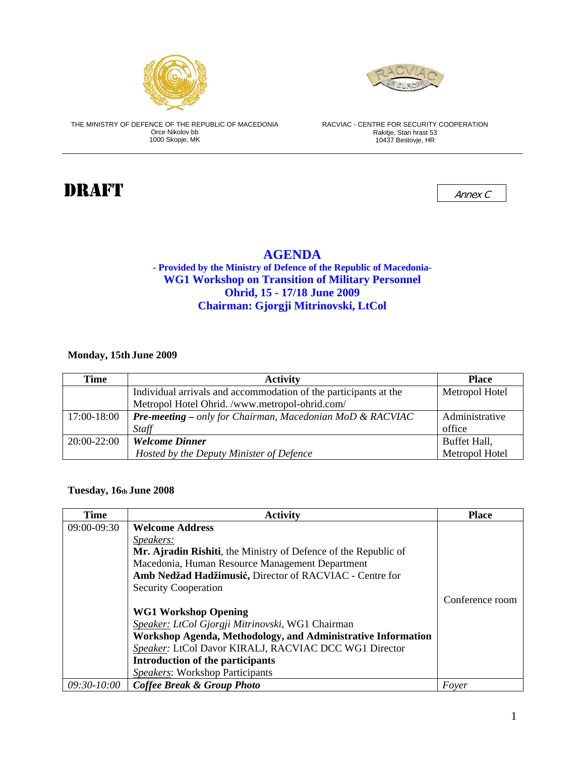THE MINISTRY OF DEFENCE OF THE REPUBLIC OF MACEDONIA
Orce Nikolov bb
1000 Skopje, MK

RACVIAC - CENTRE FOR SECURITY COOPERATION
Rakitje, Stari hrast 53
10437 Bestovje, HR

# DRAFT

*Annex C*

## AGENDA

**- Provided by the Ministry of Defence of the Republic of Macedonia-**

**WG1 Workshop on Transition of Military Personnel**

**Ohrid, 15 - 17/18 June 2009**

**Chairman: Gjorgji Mitrinovski, LtCol**

**Monday, 15th June 2009**

| Time | Activity | Place |
|---|---|---|
| | Individual arrivals and accommodation of the participants at the Metropol Hotel Ohrid. /www.metropol-ohrid.com/ | Metropol Hotel |
| 17:00-18:00 | ***Pre-meeting** – only for Chairman, Macedonian MoD & RACVIAC Staff* | Administrative office |
| 20:00-22:00 | ***Welcome Dinner***<br>*Hosted by the Deputy Minister of Defence* | Buffet Hall, Metropol Hotel |

**Tuesday, 16th June 2008**

| Time | Activity | Place |
|---|---|---|
| 09:00-09:30 | **Welcome Address**<br><u>Speakers:</u><br>**Mr. Ajradin Rishiti**, the Ministry of Defence of the Republic of Macedonia, Human Resource Management Department<br>**Amb Nedžad Hadžimusić,** Director of RACVIAC - Centre for Security Cooperation<br><br>**WG1 Workshop Opening**<br><u>Speaker:</u> *LtCol Gjorgji Mitrinovski*, WG1 Chairman<br>**Workshop Agenda, Methodology, and Administrative Information**<br><u>Speaker</u>: LtCol Davor KIRALJ, RACVIAC DCC WG1 Director<br>**Introduction of the participants**<br><u>Speakers</u>: Workshop Participants | Conference room |
| *09:30-10:00* | ***Coffee Break & Group Photo*** | *Foyer* |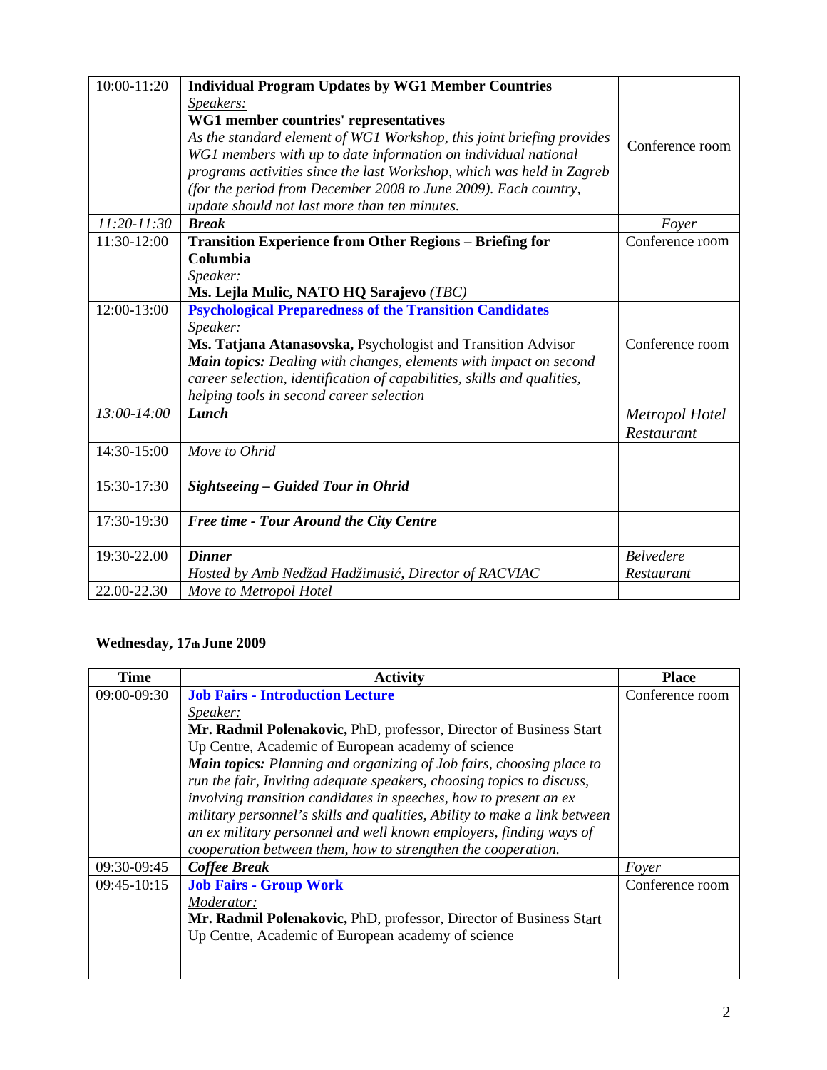| | | |
|---|---|---|
| 10:00-11:20 | **Individual Program Updates by WG1 Member Countries**<br>Speakers:<br>**WG1 member countries' representatives**<br>*As the standard element of WG1 Workshop, this joint briefing provides WG1 members with up to date information on individual national programs activities since the last Workshop, which was held in Zagreb (for the period from December 2008 to June 2009). Each country, update should not last more than ten minutes.* | Conference room |
| *11:20-11:30* | ***Break*** | *Foyer* |
| 11:30-12:00 | **Transition Experience from Other Regions – Briefing for Columbia**<br>Speaker:<br>**Ms. Lejla Mulic, NATO HQ Sarajevo** *(TBC)* | Conference room |
| 12:00-13:00 | **Psychological Preparedness of the Transition Candidates**<br>*Speaker:*<br>**Ms. Tatjana Atanasovska,** Psychologist and Transition Advisor<br>***Main topics:*** *Dealing with changes, elements with impact on second career selection, identification of capabilities, skills and qualities, helping tools in second career selection* | Conference room |
| *13:00-14:00* | ***Lunch*** | *Metropol Hotel Restaurant* |
| 14:30-15:00 | *Move to Ohrid* | |
| 15:30-17:30 | ***Sightseeing – Guided Tour in Ohrid*** | |
| 17:30-19:30 | ***Free time - Tour Around the City Centre*** | |
| 19:30-22.00 | ***Dinner***<br>*Hosted by Amb Nedžad Hadžimusić, Director of RACVIAC* | *Belvedere Restaurant* |
| 22.00-22.30 | *Move to Metropol Hotel* | |

**Wednesday, 17th June 2009**

| Time | Activity | Place |
|---|---|---|
| 09:00-09:30 | **Job Fairs - Introduction Lecture**<br>Speaker:<br>**Mr. Radmil Polenakovic,** PhD, professor, Director of Business Start Up Centre, Academic of European academy of science<br>***Main topics:*** *Planning and organizing of Job fairs, choosing place to run the fair, Inviting adequate speakers, choosing topics to discuss, involving transition candidates in speeches, how to present an ex military personnel's skills and qualities, Ability to make a link between an ex military personnel and well known employers, finding ways of cooperation between them, how to strengthen the cooperation.* | Conference room |
| 09:30-09:45 | ***Coffee Break*** | *Foyer* |
| 09:45-10:15 | **Job Fairs - Group Work**<br>Moderator:<br>**Mr. Radmil Polenakovic,** PhD, professor, Director of Business Start Up Centre, Academic of European academy of science | Conference room |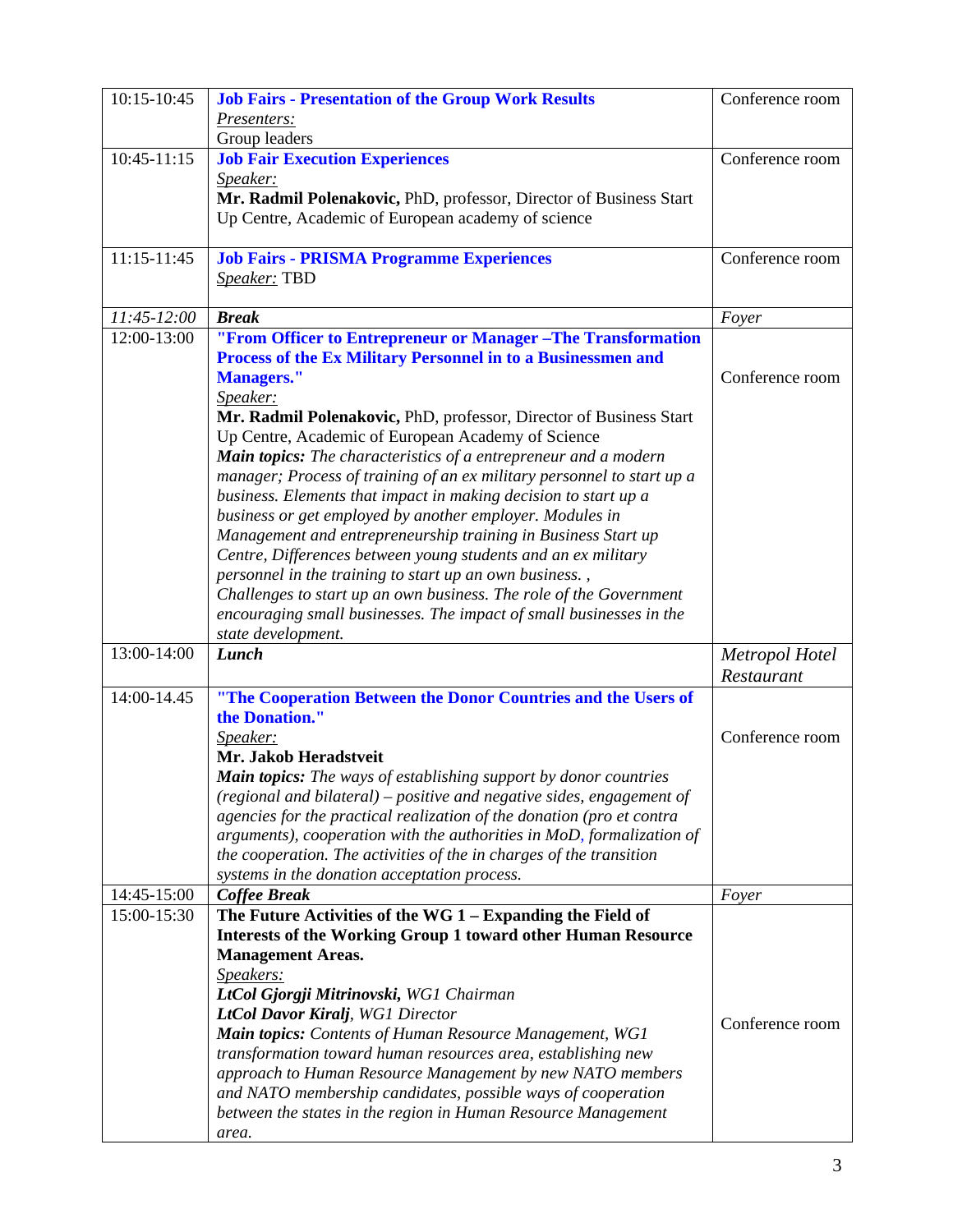| | | |
|---|---|---|
| 10:15-10:45 | **Job Fairs - Presentation of the Group Work Results**<br>*Presenters:*<br>Group leaders | Conference room |
| 10:45-11:15 | **Job Fair Execution Experiences**<br>*Speaker:*<br>**Mr. Radmil Polenakovic,** PhD, professor, Director of Business Start Up Centre, Academic of European academy of science | Conference room |
| 11:15-11:45 | **Job Fairs - PRISMA Programme Experiences**<br>*Speaker:* TBD | Conference room |
| *11:45-12:00* | ***Break*** | *Foyer* |
| 12:00-13:00 | **"From Officer to Entrepreneur or Manager –The Transformation Process of the Ex Military Personnel in to a Businessmen and Managers."**<br>*Speaker:*<br>**Mr. Radmil Polenakovic,** PhD, professor, Director of Business Start Up Centre, Academic of European Academy of Science<br>***Main topics:*** *The characteristics of a entrepreneur and a modern manager; Process of training of an ex military personnel to start up a business. Elements that impact in making decision to start up a business or get employed by another employer. Modules in Management and entrepreneurship training in Business Start up Centre, Differences between young students and an ex military personnel in the training to start up an own business. , Challenges to start up an own business. The role of the Government encouraging small businesses. The impact of small businesses in the state development.* | Conference room |
| 13:00-14:00 | ***Lunch*** | *Metropol Hotel Restaurant* |
| 14:00-14.45 | **"The Cooperation Between the Donor Countries and the Users of the Donation."**<br>*Speaker:*<br>**Mr. Jakob Heradstveit**<br>***Main topics:*** *The ways of establishing support by donor countries (regional and bilateral) – positive and negative sides, engagement of agencies for the practical realization of the donation (pro et contra arguments), cooperation with the authorities in MoD, formalization of the cooperation. The activities of the in charges of the transition systems in the donation acceptation process.* | Conference room |
| 14:45-15:00 | ***Coffee Break*** | *Foyer* |
| 15:00-15:30 | **The Future Activities of the WG 1 – Expanding the Field of Interests of the Working Group 1 toward other Human Resource Management Areas.**<br>*Speakers:*<br>***LtCol Gjorgji Mitrinovski,*** *WG1 Chairman*<br>***LtCol Davor Kiralj****, WG1 Director*<br>***Main topics:*** *Contents of Human Resource Management, WG1 transformation toward human resources area, establishing new approach to Human Resource Management by new NATO members and NATO membership candidates, possible ways of cooperation between the states in the region in Human Resource Management area.* | Conference room |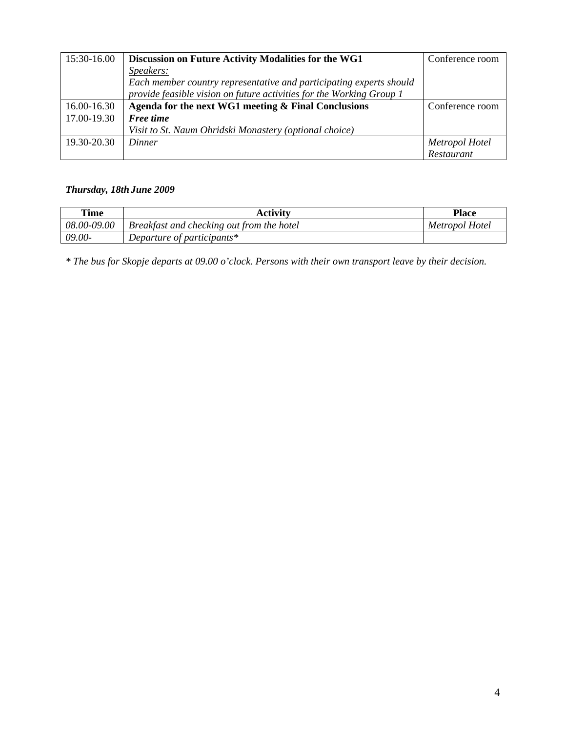| | | |
|---|---|---|
| 15:30-16.00 | **Discussion on Future Activity Modalities for the WG1**<br>*Speakers:*<br>*Each member country representative and participating experts should provide feasible vision on future activities for the Working Group 1* | Conference room |
| 16.00-16.30 | **Agenda for the next WG1 meeting & Final Conclusions** | Conference room |
| 17.00-19.30 | ***Free time***<br>*Visit to St. Naum Ohridski Monastery (optional choice)* | |
| 19.30-20.30 | *Dinner* | *Metropol Hotel Restaurant* |

***Thursday, 18th June 2009***

| Time | Activity | Place |
|---|---|---|
| *08.00-09.00* | *Breakfast and checking out from the hotel* | *Metropol Hotel* |
| *09.00-* | *Departure of participants** | |

*\* The bus for Skopje departs at 09.00 o'clock. Persons with their own transport leave by their decision.*